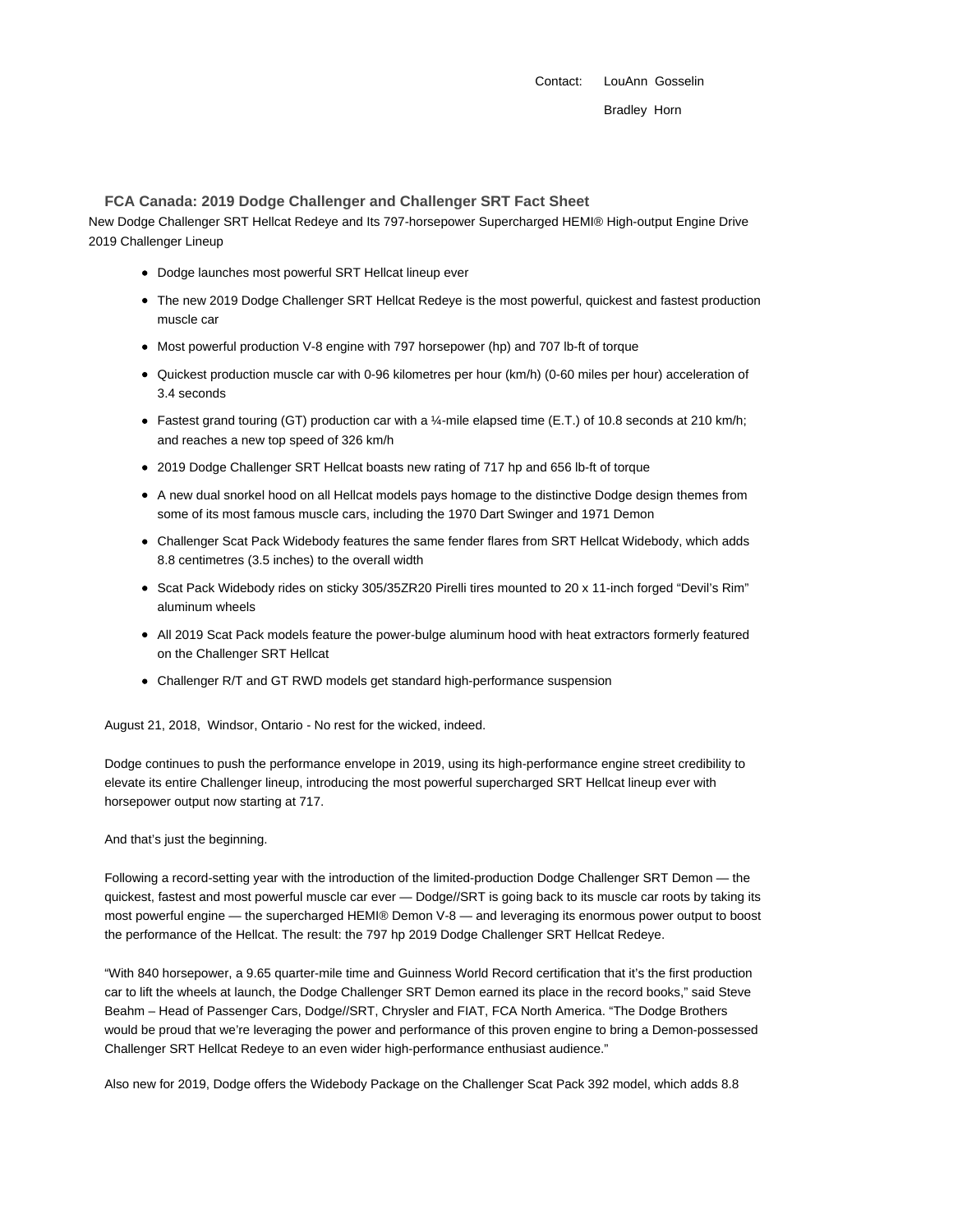Contact: LouAnn Gosselin

Bradley Horn

## FCA Canada: 2019 Dodge Challenger and Challenger SRT Fact Sheet

New Dodge Challenger SRT Hellcat Redeye and Its 797-horsepower Supercharged HEMI® High-output Engine Drive 2019 Challenger Lineup

- Dodge launches most powerful SRT Hellcat lineup ever
- The new 2019 Dodge Challenger SRT Hellcat Redeye is the most powerful, quickest and fastest production muscle car
- Most powerful production V-8 engine with 797 horsepower (hp) and 707 lb-ft of torque
- Quickest production muscle car with 0-96 kilometres per hour (km/h) (0-60 miles per hour) acceleration of 3.4 seconds
- Fastest grand touring (GT) production car with a ¼-mile elapsed time (E.T.) of 10.8 seconds at 210 km/h; and reaches a new top speed of 326 km/h
- 2019 Dodge Challenger SRT Hellcat boasts new rating of 717 hp and 656 lb-ft of torque
- A new dual snorkel hood on all Hellcat models pays homage to the distinctive Dodge design themes from some of its most famous muscle cars, including the 1970 Dart Swinger and 1971 Demon
- Challenger Scat Pack Widebody features the same fender flares from SRT Hellcat Widebody, which adds 8.8 centimetres (3.5 inches) to the overall width
- Scat Pack Widebody rides on sticky 305/35ZR20 Pirelli tires mounted to 20 x 11-inch forged "Devil's Rim" aluminum wheels
- All 2019 Scat Pack models feature the power-bulge aluminum hood with heat extractors formerly featured on the Challenger SRT Hellcat
- Challenger R/T and GT RWD models get standard high-performance suspension

August 21, 2018, Windsor, Ontario - No rest for the wicked, indeed.

Dodge continues to push the performance envelope in 2019, using its high-performance engine street credibility to elevate its entire Challenger lineup, introducing the most powerful supercharged SRT Hellcat lineup ever with horsepower output now starting at 717.

And that's just the beginning.

Following a record-setting year with the introduction of the limited-production Dodge Challenger SRT Demon — the quickest, fastest and most powerful muscle car ever — Dodge//SRT is going back to its muscle car roots by taking its most powerful engine — the supercharged HEMI® Demon V-8 — and leveraging its enormous power output to boost the performance of the Hellcat. The result: the 797 hp 2019 Dodge Challenger SRT Hellcat Redeye.

"With 840 horsepower, a 9.65 quarter-mile time and Guinness World Record certification that it's the first production car to lift the wheels at launch, the Dodge Challenger SRT Demon earned its place in the record books," said Steve Beahm – Head of Passenger Cars, Dodge//SRT, Chrysler and FIAT, FCA North America. "The Dodge Brothers would be proud that we're leveraging the power and performance of this proven engine to bring a Demon-possessed Challenger SRT Hellcat Redeye to an even wider high-performance enthusiast audience."

Also new for 2019, Dodge offers the Widebody Package on the Challenger Scat Pack 392 model, which adds 8.8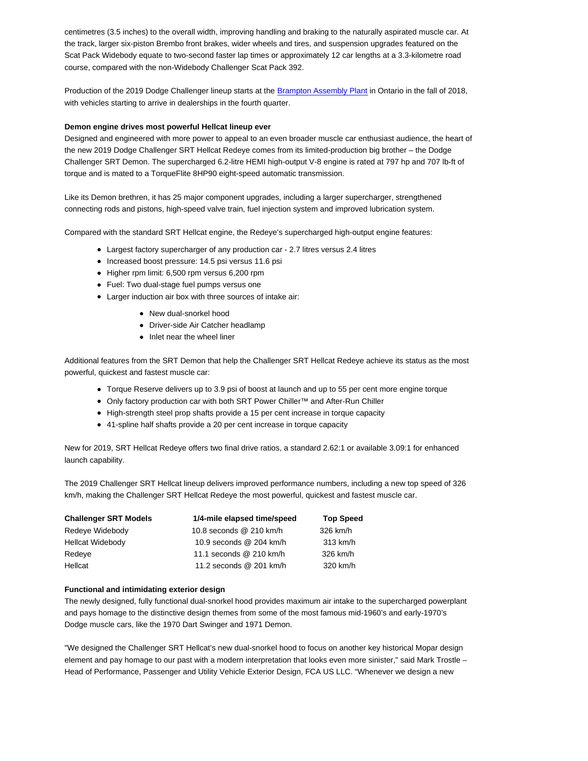centimetres (3.5 inches) to the overall width, improving handling and braking to the naturally aspirated muscle car. At the track, larger six-piston Brembo front brakes, wider wheels and tires, and suspension upgrades featured on the Scat Pack Widebody equate to two-second faster lap times or approximately 12 car lengths at a 3.3-kilometre road course, compared with the non-Widebody Challenger Scat Pack 392.

Production of the 2019 Dodge Challenger lineup starts at the [Brampton Assembly Plant] in Ontario in the fall of 2018, with vehicles starting to arrive in dealerships in the fourth quarter.

**Demon engine drives most powerful Hellcat lineup ever**

Designed and engineered with more power to appeal to an even broader muscle car enthusiast audience, the heart of the new 2019 Dodge Challenger SRT Hellcat Redeye comes from its limited-production big brother – the Dodge Challenger SRT Demon. The supercharged 6.2-litre HEMI high-output V-8 engine is rated at 797 hp and 707 lb-ft of torque and is mated to a TorqueFlite 8HP90 eight-speed automatic transmission.

Like its Demon brethren, it has 25 major component upgrades, including a larger supercharger, strengthened connecting rods and pistons, high-speed valve train, fuel injection system and improved lubrication system.

Compared with the standard SRT Hellcat engine, the Redeye's supercharged high-output engine features:

- Largest factory supercharger of any production car - 2.7 litres versus 2.4 litres
- Increased boost pressure: 14.5 psi versus 11.6 psi
- Higher rpm limit: 6,500 rpm versus 6,200 rpm
- Fuel: Two dual-stage fuel pumps versus one
- Larger induction air box with three sources of intake air:
    - New dual-snorkel hood
    - Driver-side Air Catcher headlamp
    - Inlet near the wheel liner

Additional features from the SRT Demon that help the Challenger SRT Hellcat Redeye achieve its status as the most powerful, quickest and fastest muscle car:

- Torque Reserve delivers up to 3.9 psi of boost at launch and up to 55 per cent more engine torque
- Only factory production car with both SRT Power Chiller™ and After-Run Chiller
- High-strength steel prop shafts provide a 15 per cent increase in torque capacity
- 41-spline half shafts provide a 20 per cent increase in torque capacity

New for 2019, SRT Hellcat Redeye offers two final drive ratios, a standard 2.62:1 or available 3.09:1 for enhanced launch capability.

The 2019 Challenger SRT Hellcat lineup delivers improved performance numbers, including a new top speed of 326 km/h, making the Challenger SRT Hellcat Redeye the most powerful, quickest and fastest muscle car.

| Challenger SRT Models | 1/4-mile elapsed time/speed | Top Speed |
|---|---|---|
| Redeye Widebody | 10.8 seconds @ 210 km/h | 326 km/h |
| Hellcat Widebody | 10.9 seconds @ 204 km/h | 313 km/h |
| Redeye | 11.1 seconds @ 210 km/h | 326 km/h |
| Hellcat | 11.2 seconds @ 201 km/h | 320 km/h |

**Functional and intimidating exterior design**

The newly designed, fully functional dual-snorkel hood provides maximum air intake to the supercharged powerplant and pays homage to the distinctive design themes from some of the most famous mid-1960's and early-1970's Dodge muscle cars, like the 1970 Dart Swinger and 1971 Demon.

"We designed the Challenger SRT Hellcat's new dual-snorkel hood to focus on another key historical Mopar design element and pay homage to our past with a modern interpretation that looks even more sinister," said Mark Trostle – Head of Performance, Passenger and Utility Vehicle Exterior Design, FCA US LLC. "Whenever we design a new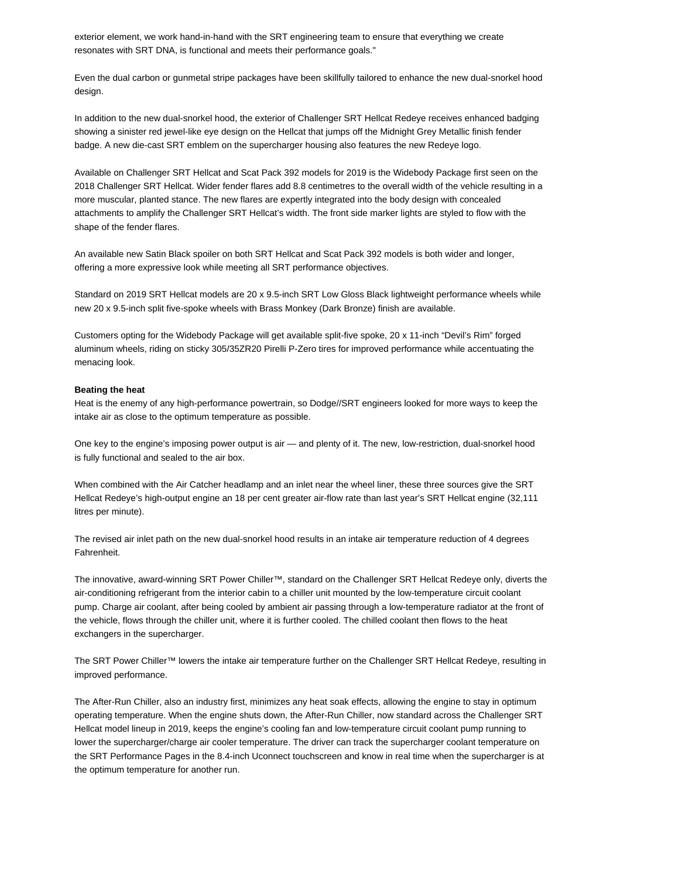exterior element, we work hand-in-hand with the SRT engineering team to ensure that everything we create resonates with SRT DNA, is functional and meets their performance goals."

Even the dual carbon or gunmetal stripe packages have been skillfully tailored to enhance the new dual-snorkel hood design.

In addition to the new dual-snorkel hood, the exterior of Challenger SRT Hellcat Redeye receives enhanced badging showing a sinister red jewel-like eye design on the Hellcat that jumps off the Midnight Grey Metallic finish fender badge. A new die-cast SRT emblem on the supercharger housing also features the new Redeye logo.

Available on Challenger SRT Hellcat and Scat Pack 392 models for 2019 is the Widebody Package first seen on the 2018 Challenger SRT Hellcat. Wider fender flares add 8.8 centimetres to the overall width of the vehicle resulting in a more muscular, planted stance. The new flares are expertly integrated into the body design with concealed attachments to amplify the Challenger SRT Hellcat's width. The front side marker lights are styled to flow with the shape of the fender flares.

An available new Satin Black spoiler on both SRT Hellcat and Scat Pack 392 models is both wider and longer, offering a more expressive look while meeting all SRT performance objectives.

Standard on 2019 SRT Hellcat models are 20 x 9.5-inch SRT Low Gloss Black lightweight performance wheels while new 20 x 9.5-inch split five-spoke wheels with Brass Monkey (Dark Bronze) finish are available.

Customers opting for the Widebody Package will get available split-five spoke, 20 x 11-inch "Devil's Rim" forged aluminum wheels, riding on sticky 305/35ZR20 Pirelli P-Zero tires for improved performance while accentuating the menacing look.

**Beating the heat**

Heat is the enemy of any high-performance powertrain, so Dodge//SRT engineers looked for more ways to keep the intake air as close to the optimum temperature as possible.

One key to the engine's imposing power output is air — and plenty of it. The new, low-restriction, dual-snorkel hood is fully functional and sealed to the air box.

When combined with the Air Catcher headlamp and an inlet near the wheel liner, these three sources give the SRT Hellcat Redeye's high-output engine an 18 per cent greater air-flow rate than last year's SRT Hellcat engine (32,111 litres per minute).

The revised air inlet path on the new dual-snorkel hood results in an intake air temperature reduction of 4 degrees Fahrenheit.

The innovative, award-winning SRT Power Chiller™, standard on the Challenger SRT Hellcat Redeye only, diverts the air-conditioning refrigerant from the interior cabin to a chiller unit mounted by the low-temperature circuit coolant pump. Charge air coolant, after being cooled by ambient air passing through a low-temperature radiator at the front of the vehicle, flows through the chiller unit, where it is further cooled. The chilled coolant then flows to the heat exchangers in the supercharger.

The SRT Power Chiller™ lowers the intake air temperature further on the Challenger SRT Hellcat Redeye, resulting in improved performance.

The After-Run Chiller, also an industry first, minimizes any heat soak effects, allowing the engine to stay in optimum operating temperature. When the engine shuts down, the After-Run Chiller, now standard across the Challenger SRT Hellcat model lineup in 2019, keeps the engine's cooling fan and low-temperature circuit coolant pump running to lower the supercharger/charge air cooler temperature. The driver can track the supercharger coolant temperature on the SRT Performance Pages in the 8.4-inch Uconnect touchscreen and know in real time when the supercharger is at the optimum temperature for another run.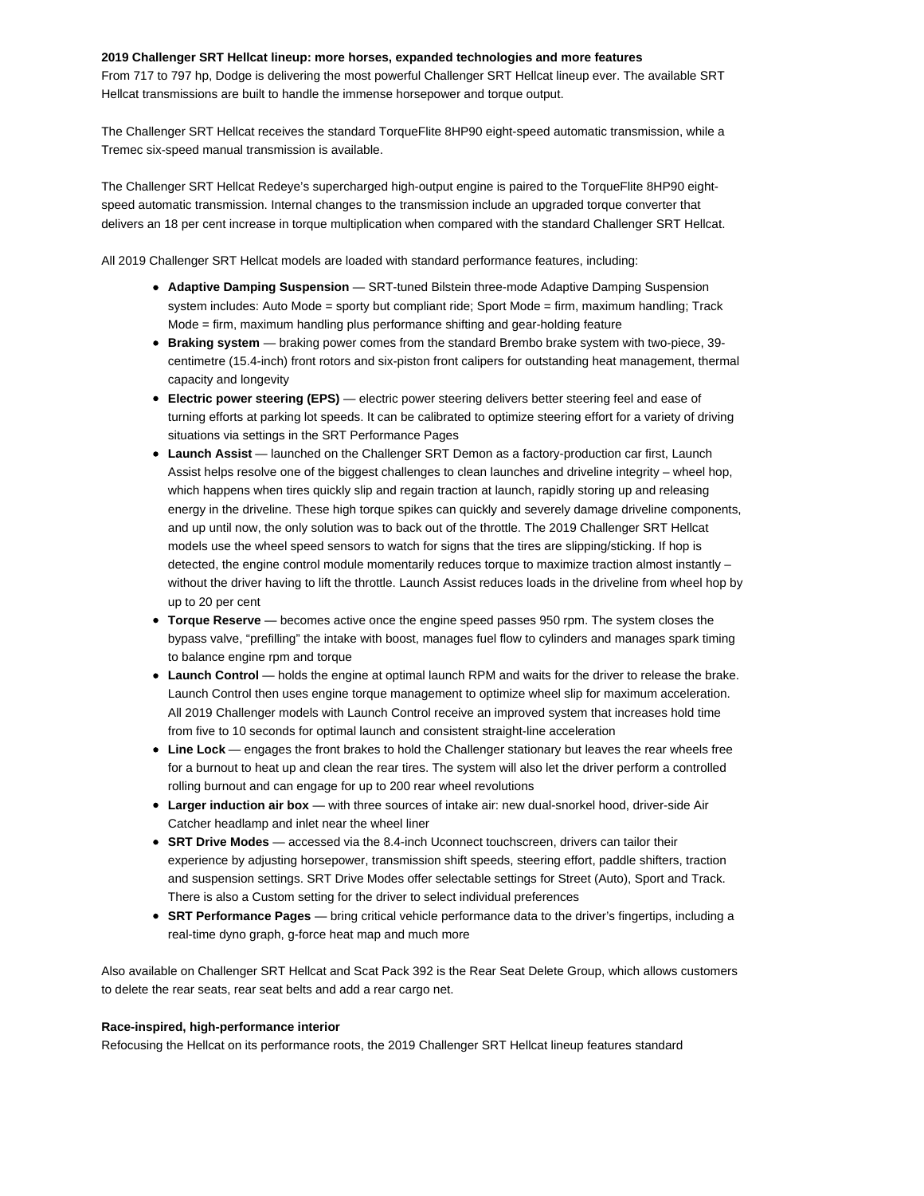**2019 Challenger SRT Hellcat lineup: more horses, expanded technologies and more features**

From 717 to 797 hp, Dodge is delivering the most powerful Challenger SRT Hellcat lineup ever. The available SRT Hellcat transmissions are built to handle the immense horsepower and torque output.

The Challenger SRT Hellcat receives the standard TorqueFlite 8HP90 eight-speed automatic transmission, while a Tremec six-speed manual transmission is available.

The Challenger SRT Hellcat Redeye's supercharged high-output engine is paired to the TorqueFlite 8HP90 eight-speed automatic transmission. Internal changes to the transmission include an upgraded torque converter that delivers an 18 per cent increase in torque multiplication when compared with the standard Challenger SRT Hellcat.

All 2019 Challenger SRT Hellcat models are loaded with standard performance features, including:

- **Adaptive Damping Suspension** — SRT-tuned Bilstein three-mode Adaptive Damping Suspension system includes: Auto Mode = sporty but compliant ride; Sport Mode = firm, maximum handling; Track Mode = firm, maximum handling plus performance shifting and gear-holding feature
- **Braking system** — braking power comes from the standard Brembo brake system with two-piece, 39-centimetre (15.4-inch) front rotors and six-piston front calipers for outstanding heat management, thermal capacity and longevity
- **Electric power steering (EPS)** — electric power steering delivers better steering feel and ease of turning efforts at parking lot speeds. It can be calibrated to optimize steering effort for a variety of driving situations via settings in the SRT Performance Pages
- **Launch Assist** — launched on the Challenger SRT Demon as a factory-production car first, Launch Assist helps resolve one of the biggest challenges to clean launches and driveline integrity – wheel hop, which happens when tires quickly slip and regain traction at launch, rapidly storing up and releasing energy in the driveline. These high torque spikes can quickly and severely damage driveline components, and up until now, the only solution was to back out of the throttle. The 2019 Challenger SRT Hellcat models use the wheel speed sensors to watch for signs that the tires are slipping/sticking. If hop is detected, the engine control module momentarily reduces torque to maximize traction almost instantly – without the driver having to lift the throttle. Launch Assist reduces loads in the driveline from wheel hop by up to 20 per cent
- **Torque Reserve** — becomes active once the engine speed passes 950 rpm. The system closes the bypass valve, "prefilling" the intake with boost, manages fuel flow to cylinders and manages spark timing to balance engine rpm and torque
- **Launch Control** — holds the engine at optimal launch RPM and waits for the driver to release the brake. Launch Control then uses engine torque management to optimize wheel slip for maximum acceleration. All 2019 Challenger models with Launch Control receive an improved system that increases hold time from five to 10 seconds for optimal launch and consistent straight-line acceleration
- **Line Lock** — engages the front brakes to hold the Challenger stationary but leaves the rear wheels free for a burnout to heat up and clean the rear tires. The system will also let the driver perform a controlled rolling burnout and can engage for up to 200 rear wheel revolutions
- **Larger induction air box** — with three sources of intake air: new dual-snorkel hood, driver-side Air Catcher headlamp and inlet near the wheel liner
- **SRT Drive Modes** — accessed via the 8.4-inch Uconnect touchscreen, drivers can tailor their experience by adjusting horsepower, transmission shift speeds, steering effort, paddle shifters, traction and suspension settings. SRT Drive Modes offer selectable settings for Street (Auto), Sport and Track. There is also a Custom setting for the driver to select individual preferences
- **SRT Performance Pages** — bring critical vehicle performance data to the driver's fingertips, including a real-time dyno graph, g-force heat map and much more

Also available on Challenger SRT Hellcat and Scat Pack 392 is the Rear Seat Delete Group, which allows customers to delete the rear seats, rear seat belts and add a rear cargo net.

**Race-inspired, high-performance interior**

Refocusing the Hellcat on its performance roots, the 2019 Challenger SRT Hellcat lineup features standard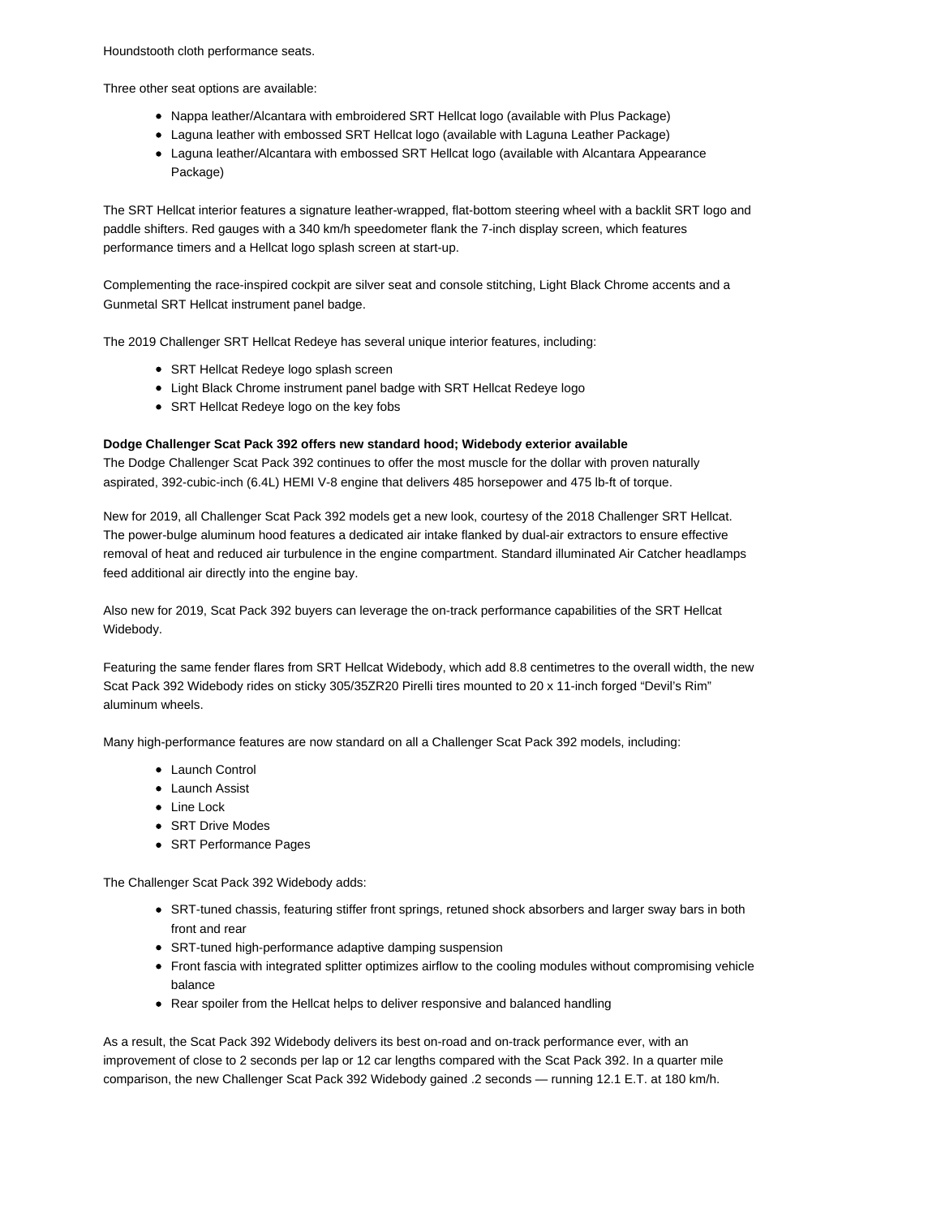Houndstooth cloth performance seats.

Three other seat options are available:

- Nappa leather/Alcantara with embroidered SRT Hellcat logo (available with Plus Package)
- Laguna leather with embossed SRT Hellcat logo (available with Laguna Leather Package)
- Laguna leather/Alcantara with embossed SRT Hellcat logo (available with Alcantara Appearance Package)

The SRT Hellcat interior features a signature leather-wrapped, flat-bottom steering wheel with a backlit SRT logo and paddle shifters. Red gauges with a 340 km/h speedometer flank the 7-inch display screen, which features performance timers and a Hellcat logo splash screen at start-up.

Complementing the race-inspired cockpit are silver seat and console stitching, Light Black Chrome accents and a Gunmetal SRT Hellcat instrument panel badge.

The 2019 Challenger SRT Hellcat Redeye has several unique interior features, including:

- SRT Hellcat Redeye logo splash screen
- Light Black Chrome instrument panel badge with SRT Hellcat Redeye logo
- SRT Hellcat Redeye logo on the key fobs

**Dodge Challenger Scat Pack 392 offers new standard hood; Widebody exterior available**

The Dodge Challenger Scat Pack 392 continues to offer the most muscle for the dollar with proven naturally aspirated, 392-cubic-inch (6.4L) HEMI V-8 engine that delivers 485 horsepower and 475 lb-ft of torque.

New for 2019, all Challenger Scat Pack 392 models get a new look, courtesy of the 2018 Challenger SRT Hellcat. The power-bulge aluminum hood features a dedicated air intake flanked by dual-air extractors to ensure effective removal of heat and reduced air turbulence in the engine compartment. Standard illuminated Air Catcher headlamps feed additional air directly into the engine bay.

Also new for 2019, Scat Pack 392 buyers can leverage the on-track performance capabilities of the SRT Hellcat Widebody.

Featuring the same fender flares from SRT Hellcat Widebody, which add 8.8 centimetres to the overall width, the new Scat Pack 392 Widebody rides on sticky 305/35ZR20 Pirelli tires mounted to 20 x 11-inch forged "Devil's Rim" aluminum wheels.

Many high-performance features are now standard on all a Challenger Scat Pack 392 models, including:

- Launch Control
- Launch Assist
- Line Lock
- SRT Drive Modes
- SRT Performance Pages

The Challenger Scat Pack 392 Widebody adds:

- SRT-tuned chassis, featuring stiffer front springs, retuned shock absorbers and larger sway bars in both front and rear
- SRT-tuned high-performance adaptive damping suspension
- Front fascia with integrated splitter optimizes airflow to the cooling modules without compromising vehicle balance
- Rear spoiler from the Hellcat helps to deliver responsive and balanced handling

As a result, the Scat Pack 392 Widebody delivers its best on-road and on-track performance ever, with an improvement of close to 2 seconds per lap or 12 car lengths compared with the Scat Pack 392. In a quarter mile comparison, the new Challenger Scat Pack 392 Widebody gained .2 seconds — running 12.1 E.T. at 180 km/h.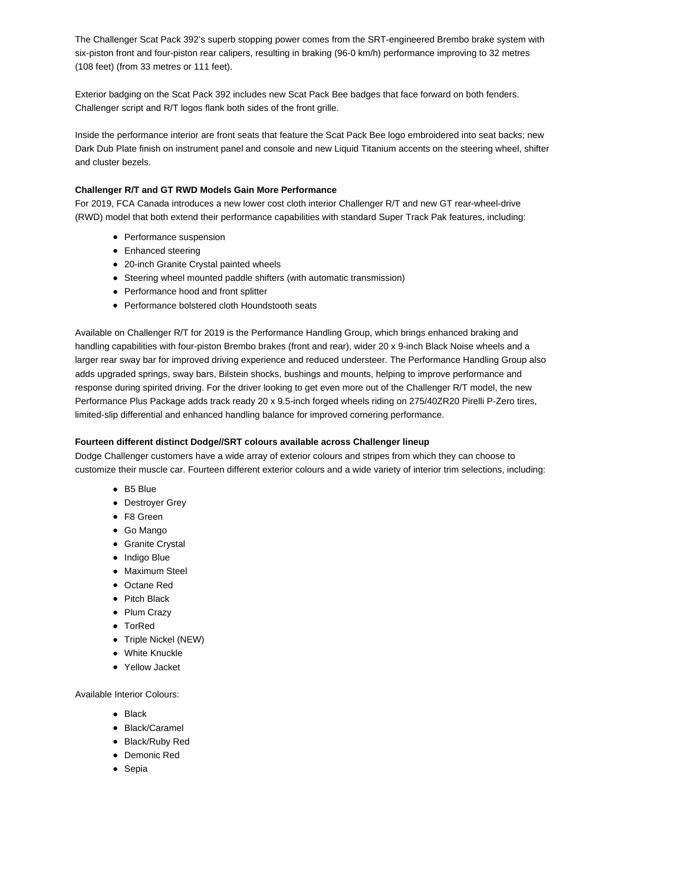The Challenger Scat Pack 392's superb stopping power comes from the SRT-engineered Brembo brake system with six-piston front and four-piston rear calipers, resulting in braking (96-0 km/h) performance improving to 32 metres (108 feet) (from 33 metres or 111 feet).

Exterior badging on the Scat Pack 392 includes new Scat Pack Bee badges that face forward on both fenders. Challenger script and R/T logos flank both sides of the front grille.

Inside the performance interior are front seats that feature the Scat Pack Bee logo embroidered into seat backs; new Dark Dub Plate finish on instrument panel and console and new Liquid Titanium accents on the steering wheel, shifter and cluster bezels.

**Challenger R/T and GT RWD Models Gain More Performance**

For 2019, FCA Canada introduces a new lower cost cloth interior Challenger R/T and new GT rear-wheel-drive (RWD) model that both extend their performance capabilities with standard Super Track Pak features, including:

- Performance suspension
- Enhanced steering
- 20-inch Granite Crystal painted wheels
- Steering wheel mounted paddle shifters (with automatic transmission)
- Performance hood and front splitter
- Performance bolstered cloth Houndstooth seats

Available on Challenger R/T for 2019 is the Performance Handling Group, which brings enhanced braking and handling capabilities with four-piston Brembo brakes (front and rear), wider 20 x 9-inch Black Noise wheels and a larger rear sway bar for improved driving experience and reduced understeer. The Performance Handling Group also adds upgraded springs, sway bars, Bilstein shocks, bushings and mounts, helping to improve performance and response during spirited driving. For the driver looking to get even more out of the Challenger R/T model, the new Performance Plus Package adds track ready 20 x 9.5-inch forged wheels riding on 275/40ZR20 Pirelli P-Zero tires, limited-slip differential and enhanced handling balance for improved cornering performance.

**Fourteen different distinct Dodge//SRT colours available across Challenger lineup**

Dodge Challenger customers have a wide array of exterior colours and stripes from which they can choose to customize their muscle car. Fourteen different exterior colours and a wide variety of interior trim selections, including:

- B5 Blue
- Destroyer Grey
- F8 Green
- Go Mango
- Granite Crystal
- Indigo Blue
- Maximum Steel
- Octane Red
- Pitch Black
- Plum Crazy
- TorRed
- Triple Nickel (NEW)
- White Knuckle
- Yellow Jacket

Available Interior Colours:

- Black
- Black/Caramel
- Black/Ruby Red
- Demonic Red
- Sepia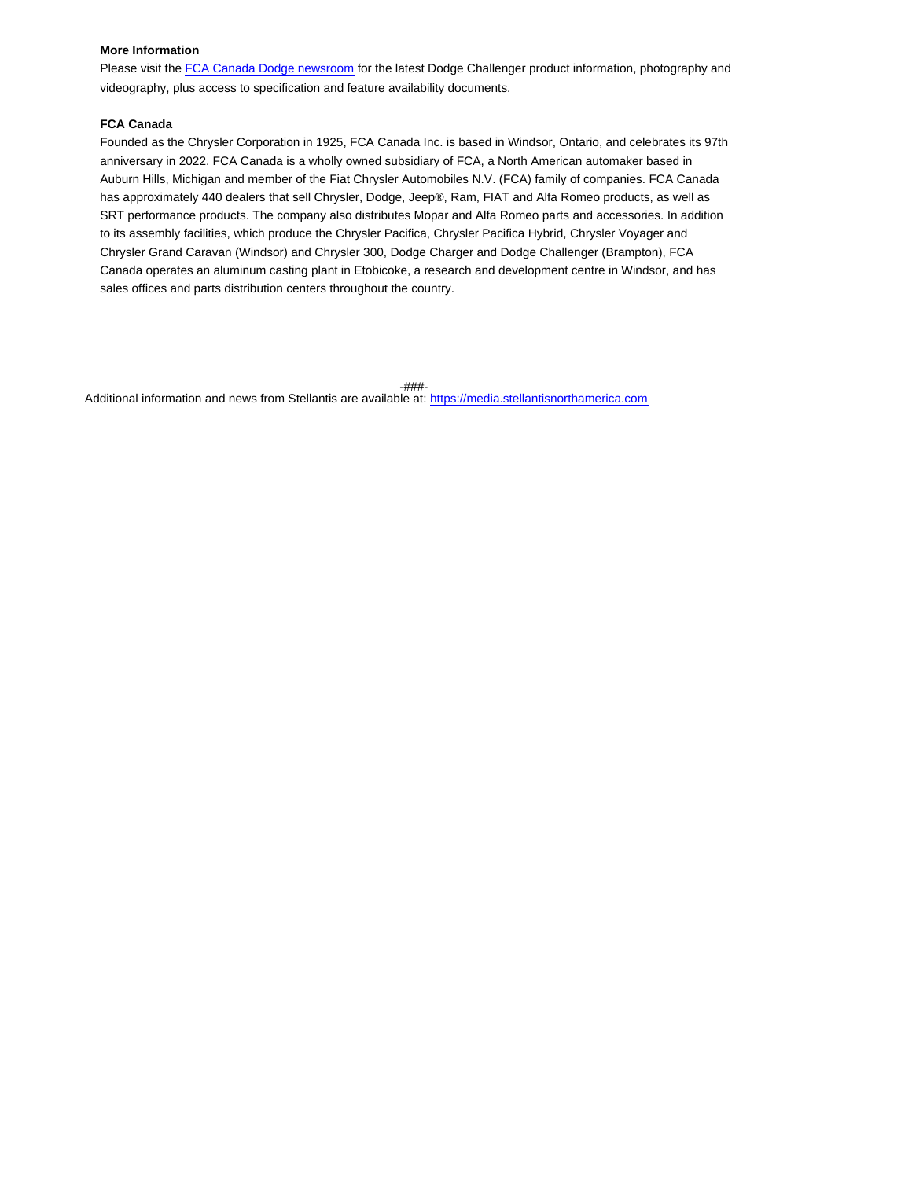**More Information**

Please visit the FCA Canada Dodge newsroom for the latest Dodge Challenger product information, photography and videography, plus access to specification and feature availability documents.

**FCA Canada**

Founded as the Chrysler Corporation in 1925, FCA Canada Inc. is based in Windsor, Ontario, and celebrates its 97th anniversary in 2022. FCA Canada is a wholly owned subsidiary of FCA, a North American automaker based in Auburn Hills, Michigan and member of the Fiat Chrysler Automobiles N.V. (FCA) family of companies. FCA Canada has approximately 440 dealers that sell Chrysler, Dodge, Jeep®, Ram, FIAT and Alfa Romeo products, as well as SRT performance products. The company also distributes Mopar and Alfa Romeo parts and accessories. In addition to its assembly facilities, which produce the Chrysler Pacifica, Chrysler Pacifica Hybrid, Chrysler Voyager and Chrysler Grand Caravan (Windsor) and Chrysler 300, Dodge Charger and Dodge Challenger (Brampton), FCA Canada operates an aluminum casting plant in Etobicoke, a research and development centre in Windsor, and has sales offices and parts distribution centers throughout the country.

-###-

Additional information and news from Stellantis are available at: https://media.stellantisnorthamerica.com